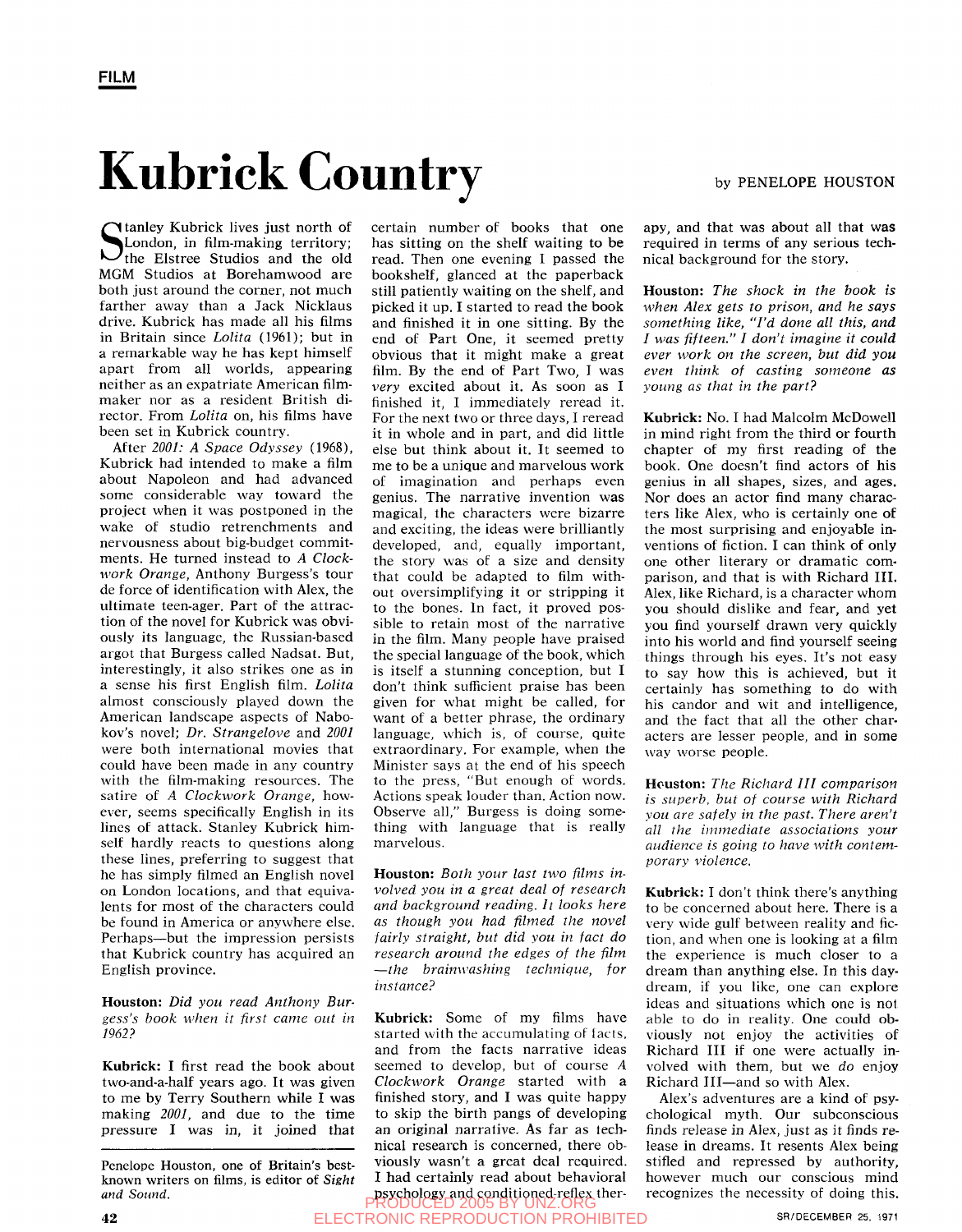FILM

# Kubrick Country

by PENELOPE HOUSTON

Stanley Kubrick lives just north of London, in film-making territory; the Elstree Studios and the old MGM Studios at Borehamwood are both just around the corner, not much farther away than a Jack Nicklaus drive. Kubrick has made all his films in Britain since *Lolita* (1961); but in a remarkable way he has kept himself apart from all worlds, appearing neither as an expatriate American film-maker nor as a resident British director. From *Lolita* on, his films have been set in Kubrick country.

After *2001: A Space Odyssey* (1968), Kubrick had intended to make a film about Napoleon and had advanced some considerable way toward the project when it was postponed in the wake of studio retrenchments and nervousness about big-budget commitments. He turned instead to *A Clockwork Orange*, Anthony Burgess's tour de force of identification with Alex, the ultimate teen-ager. Part of the attraction of the novel for Kubrick was obviously its language, the Russian-based argot that Burgess called Nadsat. But, interestingly, it also strikes one as in a sense his first English film. *Lolita* almost consciously played down the American landscape aspects of Nabokov's novel; *Dr. Strangelove* and *2001* were both international movies that could have been made in any country with the film-making resources. The satire of *A Clockwork Orange*, however, seems specifically English in its lines of attack. Stanley Kubrick himself hardly reacts to questions along these lines, preferring to suggest that he has simply filmed an English novel on London locations, and that equivalents for most of the characters could be found in America or anywhere else. Perhaps—but the impression persists that Kubrick country has acquired an English province.

**Houston:** *Did you read Anthony Burgess's book when it first came out in 1962?*

**Kubrick:** I first read the book about two-and-a-half years ago. It was given to me by Terry Southern while I was making *2001*, and due to the time pressure I was in, it joined that certain number of books that one has sitting on the shelf waiting to be read. Then one evening I passed the bookshelf, glanced at the paperback still patiently waiting on the shelf, and picked it up. I started to read the book and finished it in one sitting. By the end of Part One, it seemed pretty obvious that it might make a great film. By the end of Part Two, I was *very* excited about it. As soon as I finished it, I immediately reread it. For the next two or three days, I reread it in whole and in part, and did little else but think about it. It seemed to me to be a unique and marvelous work of imagination and perhaps even genius. The narrative invention was magical, the characters were bizarre and exciting, the ideas were brilliantly developed, and, equally important, the story was of a size and density that could be adapted to film without oversimplifying it or stripping it to the bones. In fact, it proved possible to retain most of the narrative in the film. Many people have praised the special language of the book, which is itself a stunning conception, but I don't think sufficient praise has been given for what might be called, for want of a better phrase, the ordinary language, which is, of course, quite extraordinary. For example, when the Minister says at the end of his speech to the press, "But enough of words. Actions speak louder than. Action now. Observe all," Burgess is doing something with language that is really marvelous.

**Houston:** *Both your last two films involved you in a great deal of research and background reading. It looks here as though you had filmed the novel fairly straight, but did you in fact do research around the edges of the film—the brainwashing technique, for instance?*

**Kubrick:** Some of my films have started with the accumulating of facts, and from the facts narrative ideas seemed to develop, but of course *A Clockwork Orange* started with a finished story, and I was quite happy to skip the birth pangs of developing an original narrative. As far as technical research is concerned, there obviously wasn't a great deal required. I had certainly read about behavioral psychology and conditioned-reflex therapy, and that was about all that was required in terms of any serious technical background for the story.

**Houston:** *The shock in the book is when Alex gets to prison, and he says something like, "I'd done all this, and I was fifteen." I don't imagine it could ever work on the screen, but did you even think of casting someone as young as that in the part?*

**Kubrick:** No. I had Malcolm McDowell in mind right from the third or fourth chapter of my first reading of the book. One doesn't find actors of his genius in all shapes, sizes, and ages. Nor does an actor find many characters like Alex, who is certainly one of the most surprising and enjoyable inventions of fiction. I can think of only one other literary or dramatic comparison, and that is with Richard III. Alex, like Richard, is a character whom you should dislike and fear, and yet you find yourself drawn very quickly into his world and find yourself seeing things through his eyes. It's not easy to say how this is achieved, but it certainly has something to do with his candor and wit and intelligence, and the fact that all the other characters are lesser people, and in some way worse people.

**Houston:** *The Richard III comparison is superb, but of course with Richard you are safely in the past. There aren't all the immediate associations your audience is going to have with contemporary violence.*

**Kubrick:** I don't think there's anything to be concerned about here. There is a very wide gulf between reality and fiction, and when one is looking at a film the experience is much closer to a dream than anything else. In this daydream, if you like, one can explore ideas and situations which one is not able to do in reality. One could obviously not enjoy the activities of Richard III if one were actually involved with them, but we *do* enjoy Richard III—and so with Alex.

Alex's adventures are a kind of psychological myth. Our subconscious finds release in Alex, just as it finds release in dreams. It resents Alex being stifled and repressed by authority, however much our conscious mind recognizes the necessity of doing this.

---

Penelope Houston, one of Britain's best-known writers on films, is editor of *Sight and Sound.*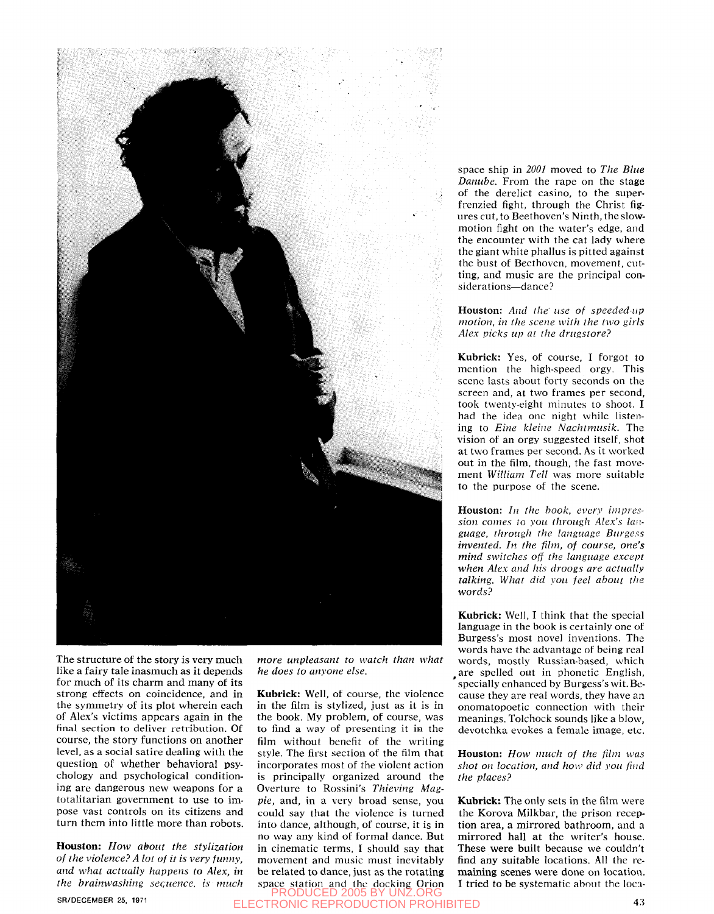The structure of the story is very much like a fairy tale inasmuch as it depends for much of its charm and many of its strong effects on coincidence, and in the symmetry of its plot wherein each of Alex's victims appears again in the final section to deliver retribution. Of course, the story functions on another level, as a social satire dealing with the question of whether behavioral psychology and psychological conditioning are dangerous new weapons for a totalitarian government to use to impose vast controls on its citizens and turn them into little more than robots.

**Houston:** *How about the stylization of the violence? A lot of it is very funny, and what actually happens to Alex, in the brainwashing sequence, is much more unpleasant to watch than what he does to anyone else.*

**Kubrick:** Well, of course, the violence in the film is stylized, just as it is in the book. My problem, of course, was to find a way of presenting it in the film without benefit of the writing style. The first section of the film that incorporates most of the violent action is principally organized around the Overture to Rossini's *Thieving Magpie*, and, in a very broad sense, you could say that the violence is turned into dance, although, of course, it is in no way any kind of formal dance. But in cinematic terms, I should say that movement and music must inevitably be related to dance, just as the rotating space station and the docking Orion space ship in *2001* moved to *The Blue Danube*. From the rape on the stage of the derelict casino, to the super-frenzied fight, through the Christ figures cut, to Beethoven's Ninth, the slow-motion fight on the water's edge, and the encounter with the cat lady where the giant white phallus is pitted against the bust of Beethoven, movement, cutting, and music are the principal considerations—dance?

**Houston:** *And the use of speeded-up motion, in the scene with the two girls Alex picks up at the drugstore?*

**Kubrick:** Yes, of course, I forgot to mention the high-speed orgy. This scene lasts about forty seconds on the screen and, at two frames per second, took twenty-eight minutes to shoot. I had the idea one night while listening to *Eine kleine Nachtmusik*. The vision of an orgy suggested itself, shot at two frames per second. As it worked out in the film, though, the fast movement *William Tell* was more suitable to the purpose of the scene.

**Houston:** *In the book, every impression comes to you through Alex's language, through the language Burgess invented. In the film, of course, one's mind switches off the language except when Alex and his droogs are actually talking. What did you feel about the words?*

**Kubrick:** Well, I think that the special language in the book is certainly one of Burgess's most novel inventions. The words have the advantage of being real words, mostly Russian-based, which are spelled out in phonetic English, specially enhanced by Burgess's wit. Because they are real words, they have an onomatopoetic connection with their meanings. Tolchock sounds like a blow, devotchka evokes a female image, etc.

**Houston:** *How much of the film was shot on location, and how did you find the places?*

**Kubrick:** The only sets in the film were the Korova Milkbar, the prison reception area, a mirrored bathroom, and a mirrored hall at the writer's house. These were built because we couldn't find any suitable locations. All the remaining scenes were done on location. I tried to be systematic about the loca-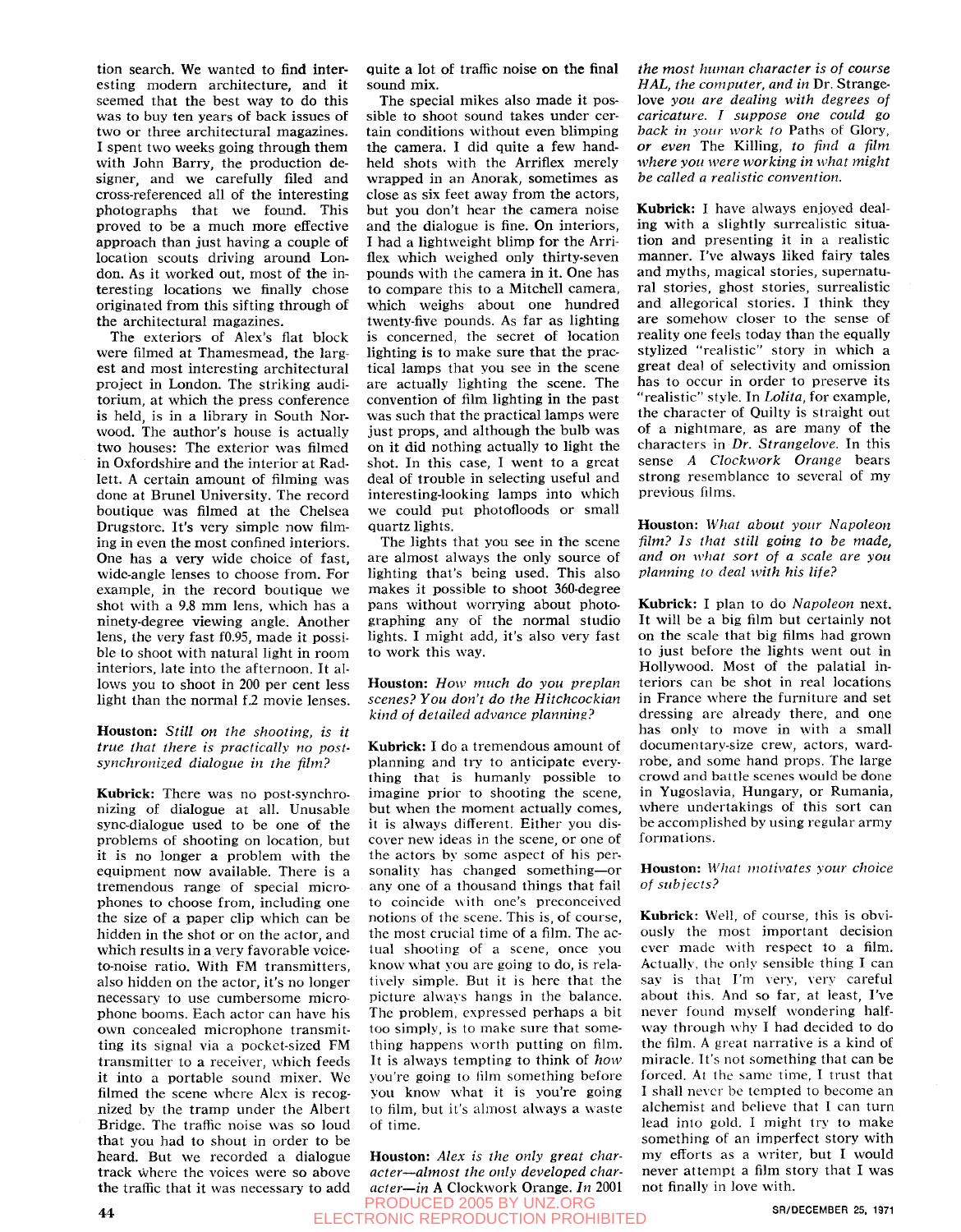tion search. We wanted to find interesting modern architecture, and it seemed that the best way to do this was to buy ten years of back issues of two or three architectural magazines. I spent two weeks going through them with John Barry, the production designer, and we carefully filed and cross-referenced all of the interesting photographs that we found. This proved to be a much more effective approach than just having a couple of location scouts driving around London. As it worked out, most of the interesting locations we finally chose originated from this sifting through of the architectural magazines.

The exteriors of Alex's flat block were filmed at Thamesmead, the largest and most interesting architectural project in London. The striking auditorium, at which the press conference is held, is in a library in South Norwood. The author's house is actually two houses: The exterior was filmed in Oxfordshire and the interior at Radlett. A certain amount of filming was done at Brunel University. The record boutique was filmed at the Chelsea Drugstore. It's very simple now filming in even the most confined interiors. One has a very wide choice of fast, wide-angle lenses to choose from. For example, in the record boutique we shot with a 9.8 mm lens, which has a ninety-degree viewing angle. Another lens, the very fast f0.95, made it possible to shoot with natural light in room interiors, late into the afternoon. It allows you to shoot in 200 per cent less light than the normal f.2 movie lenses.

**Houston:** *Still on the shooting, is it true that there is practically no post-synchronized dialogue in the film?*

**Kubrick:** There was no post-synchronizing of dialogue at all. Unusable sync-dialogue used to be one of the problems of shooting on location, but it is no longer a problem with the equipment now available. There is a tremendous range of special microphones to choose from, including one the size of a paper clip which can be hidden in the shot or on the actor, and which results in a very favorable voice-to-noise ratio. With FM transmitters, also hidden on the actor, it's no longer necessary to use cumbersome microphone booms. Each actor can have his own concealed microphone transmitting its signal via a pocket-sized FM transmitter to a receiver, which feeds it into a portable sound mixer. We filmed the scene where Alex is recognized by the tramp under the Albert Bridge. The traffic noise was so loud that you had to shout in order to be heard. But we recorded a dialogue track where the voices were so above the traffic that it was necessary to add quite a lot of traffic noise on the final sound mix.

The special mikes also made it possible to shoot sound takes under certain conditions without even blimping the camera. I did quite a few hand-held shots with the Arriflex merely wrapped in an Anorak, sometimes as close as six feet away from the actors, but you don't hear the camera noise and the dialogue is fine. On interiors, I had a lightweight blimp for the Arriflex which weighed only thirty-seven pounds with the camera in it. One has to compare this to a Mitchell camera, which weighs about one hundred twenty-five pounds. As far as lighting is concerned, the secret of location lighting is to make sure that the practical lamps that you see in the scene are actually lighting the scene. The convention of film lighting in the past was such that the practical lamps were just props, and although the bulb was on it did nothing actually to light the shot. In this case, I went to a great deal of trouble in selecting useful and interesting-looking lamps into which we could put photofloods or small quartz lights.

The lights that you see in the scene are almost always the only source of lighting that's being used. This also makes it possible to shoot 360-degree pans without worrying about photographing any of the normal studio lights. I might add, it's also very fast to work this way.

**Houston:** *How much do you preplan scenes? You don't do the Hitchcockian kind of detailed advance planning?*

**Kubrick:** I do a tremendous amount of planning and try to anticipate everything that is humanly possible to imagine prior to shooting the scene, but when the moment actually comes, it is always different. Either you discover new ideas in the scene, or one of the actors by some aspect of his personality has changed something—or any one of a thousand things that fail to coincide with one's preconceived notions of the scene. This is, of course, the most crucial time of a film. The actual shooting of a scene, once you know what you are going to do, is relatively simple. But it is here that the picture always hangs in the balance. The problem, expressed perhaps a bit too simply, is to make sure that something happens worth putting on film. It is always tempting to think of *how* you're going to film something before you know what it is you're going to film, but it's almost always a waste of time.

**Houston:** *Alex is the only great character—almost the only developed character—in* A Clockwork Orange. *In* 2001 *the most human character is of course HAL, the computer, and in* Dr. Strangelove *you are dealing with degrees of caricature. I suppose one could go back in your work to* Paths of Glory, *or even* The Killing, *to find a film where you were working in what might be called a realistic convention.*

**Kubrick:** I have always enjoyed dealing with a slightly surrealistic situation and presenting it in a realistic manner. I've always liked fairy tales and myths, magical stories, supernatural stories, ghost stories, surrealistic and allegorical stories. I think they are somehow closer to the sense of reality one feels today than the equally stylized "realistic" story in which a great deal of selectivity and omission has to occur in order to preserve its "realistic" style. In *Lolita*, for example, the character of Quilty is straight out of a nightmare, as are many of the characters in *Dr. Strangelove.* In this sense *A Clockwork Orange* bears strong resemblance to several of my previous films.

**Houston:** *What about your Napoleon film? Is that still going to be made, and on what sort of a scale are you planning to deal with his life?*

**Kubrick:** I plan to do *Napoleon* next. It will be a big film but certainly not on the scale that big films had grown to just before the lights went out in Hollywood. Most of the palatial interiors can be shot in real locations in France where the furniture and set dressing are already there, and one has only to move in with a small documentary-size crew, actors, wardrobe, and some hand props. The large crowd and battle scenes would be done in Yugoslavia, Hungary, or Rumania, where undertakings of this sort can be accomplished by using regular army formations.

**Houston:** *What motivates your choice of subjects?*

**Kubrick:** Well, of course, this is obviously the most important decision ever made with respect to a film. Actually, the only sensible thing I can say is that I'm very, very careful about this. And so far, at least, I've never found myself wondering halfway through why I had decided to do the film. A great narrative is a kind of miracle. It's not something that can be forced. At the same time, I trust that I shall never be tempted to become an alchemist and believe that I can turn lead into gold. I might try to make something of an imperfect story with my efforts as a writer, but I would never attempt a film story that I was not finally in love with.